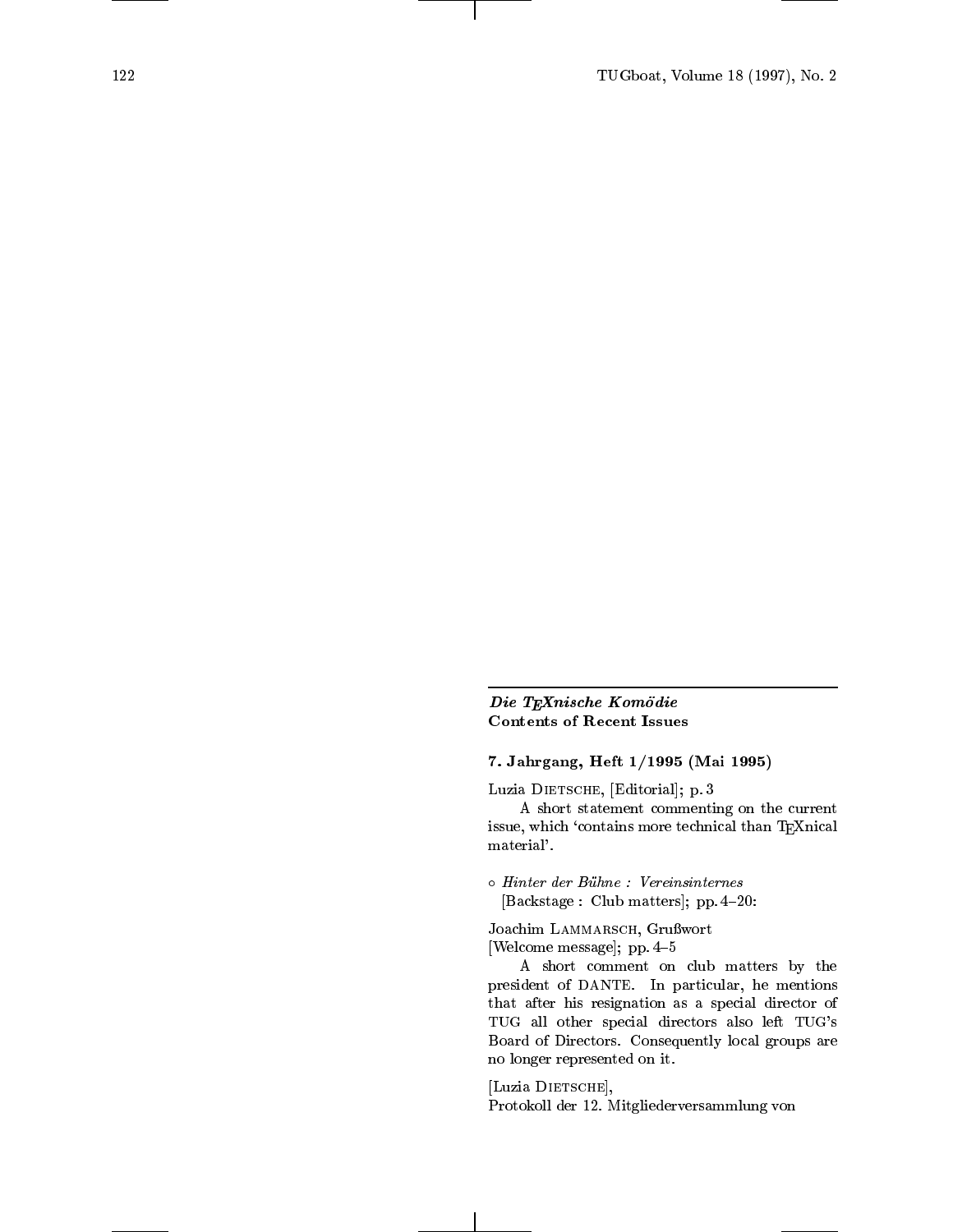***Die TEXnische Komödie***
**Contents of Recent Issues**

### 7. Jahrgang, Heft 1/1995 (Mai 1995)

Luzia Dietsche, [Editorial]; p. 3

A short statement commenting on the current issue, which 'contains more technical than TEXnical material'.

◦ *Hinter der Bühne : Vereinsinternes*
[Backstage : Club matters]; pp. 4–20:

Joachim Lammarsch, Grußwort
[Welcome message]; pp. 4–5

A short comment on club matters by the president of DANTE. In particular, he mentions that after his resignation as a special director of TUG all other special directors also left TUG's Board of Directors. Consequently local groups are no longer represented on it.

[Luzia Dietsche],
Protokoll der 12. Mitgliederversammlung von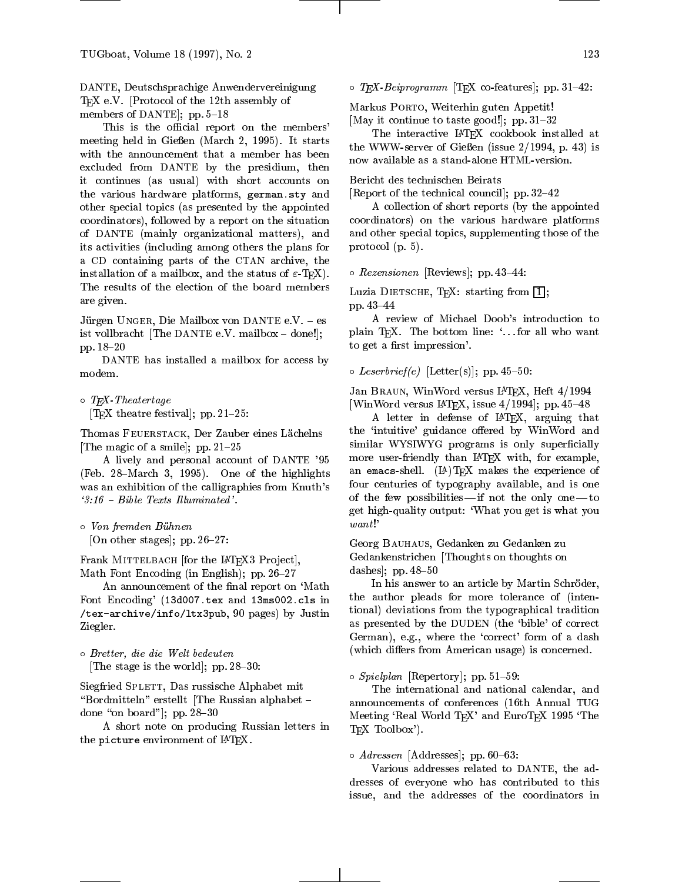DANTE, Deutschsprachige Anwendervereinigung TeX e.V. [Protocol of the 12th assembly of members of DANTE]; pp. 5–18

This is the official report on the members' meeting held in Gießen (March 2, 1995). It starts with the announcement that a member has been excluded from DANTE by the presidium, then it continues (as usual) with short accounts on the various hardware platforms, `german.sty` and other special topics (as presented by the appointed coordinators), followed by a report on the situation of DANTE (mainly organizational matters), and its activities (including among others the plans for a CD containing parts of the CTAN archive, the installation of a mailbox, and the status of ε-TeX). The results of the election of the board members are given.

Jürgen Unger, Die Mailbox von DANTE e.V. – es ist vollbracht [The DANTE e.V. mailbox – done!]; pp. 18–20

DANTE has installed a mailbox for access by modem.

◦ *TeX-Theatertage* [TeX theatre festival]; pp. 21–25:

Thomas Feuerstack, Der Zauber eines Lächelns [The magic of a smile]; pp. 21–25

A lively and personal account of DANTE '95 (Feb. 28–March 3, 1995). One of the highlights was an exhibition of the calligraphies from Knuth's *'3:16 – Bible Texts Illuminated'*.

◦ *Von fremden Bühnen* [On other stages]; pp. 26–27:

Frank Mittelbach [for the LaTeX3 Project], Math Font Encoding (in English); pp. 26–27

An announcement of the final report on 'Math Font Encoding' (`13d007.tex` and `13ms002.cls` in `/tex-archive/info/ltx3pub`, 90 pages) by Justin Ziegler.

◦ *Bretter, die die Welt bedeuten* [The stage is the world]; pp. 28–30:

Siegfried Splett, Das russische Alphabet mit "Bordmitteln" erstellt [The Russian alphabet – done "on board"]; pp. 28–30

A short note on producing Russian letters in the `picture` environment of LaTeX.

◦ *TeX-Beiprogramm* [TeX co-features]; pp. 31–42:

Markus Porto, Weiterhin guten Appetit! [May it continue to taste good!]; pp. 31–32

The interactive LaTeX cookbook installed at the WWW-server of Gießen (issue 2/1994, p. 43) is now available as a stand-alone HTML-version.

Bericht des technischen Beirats [Report of the technical council]; pp. 32–42

A collection of short reports (by the appointed coordinators) on the various hardware platforms and other special topics, supplementing those of the protocol (p. 5).

◦ *Rezensionen* [Reviews]; pp. 43–44:

Luzia Dietsche, TeX: starting from [1]; pp. 43–44

A review of Michael Doob's introduction to plain TeX. The bottom line: '...for all who want to get a first impression'.

◦ *Leserbrief(e)* [Letter(s)]; pp. 45–50:

Jan Braun, WinWord versus LaTeX, Heft 4/1994 [WinWord versus LaTeX, issue 4/1994]; pp. 45–48

A letter in defense of LaTeX, arguing that the 'intuitive' guidance offered by WinWord and similar WYSIWYG programs is only superficially more user-friendly than LaTeX with, for example, an `emacs`-shell. (La)TeX makes the experience of four centuries of typography available, and is one of the few possibilities—if not the only one—to get high-quality output: 'What you get is what you *want*!'

Georg Bauhaus, Gedanken zu Gedanken zu Gedankenstrichen [Thoughts on thoughts on dashes]; pp. 48–50

In his answer to an article by Martin Schröder, the author pleads for more tolerance of (intentional) deviations from the typographical tradition as presented by the DUDEN (the 'bible' of correct German), e.g., where the 'correct' form of a dash (which differs from American usage) is concerned.

◦ *Spielplan* [Repertory]; pp. 51–59:

The international and national calendar, and announcements of conferences (16th Annual TUG Meeting 'Real World TeX' and EuroTeX 1995 'The TeX Toolbox').

◦ *Adressen* [Addresses]; pp. 60–63:

Various addresses related to DANTE, the addresses of everyone who has contributed to this issue, and the addresses of the coordinators in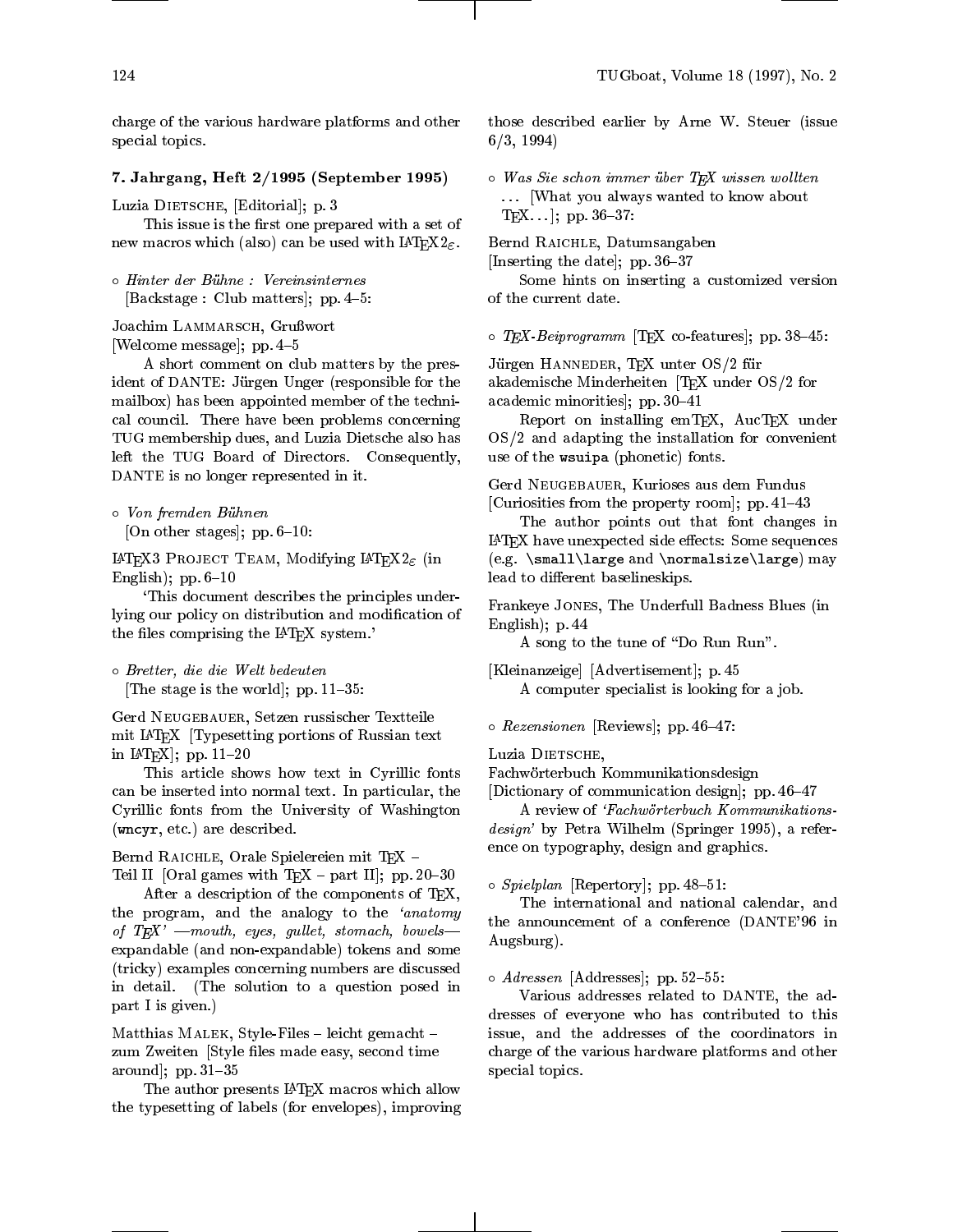charge of the various hardware platforms and other special topics.

### 7. Jahrgang, Heft 2/1995 (September 1995)

Luzia Dietsche, [Editorial]; p. 3

This issue is the first one prepared with a set of new macros which (also) can be used with LaTeX $2_\varepsilon$.

◦ *Hinter der Bühne : Vereinsinternes* [Backstage : Club matters]; pp. 4–5:

Joachim Lammarsch, Grußwort [Welcome message]; pp. 4–5

A short comment on club matters by the president of DANTE: Jürgen Unger (responsible for the mailbox) has been appointed member of the technical council. There have been problems concerning TUG membership dues, and Luzia Dietsche also has left the TUG Board of Directors. Consequently, DANTE is no longer represented in it.

◦ *Von fremden Bühnen* [On other stages]; pp. 6–10:

LaTeX3 Project Team, Modifying LaTeX $2_\varepsilon$ (in English); pp. 6–10

'This document describes the principles underlying our policy on distribution and modification of the files comprising the LaTeX system.'

◦ *Bretter, die die Welt bedeuten* [The stage is the world]; pp. 11–35:

Gerd Neugebauer, Setzen russischer Textteile mit LaTeX [Typesetting portions of Russian text in LaTeX]; pp. 11–20

This article shows how text in Cyrillic fonts can be inserted into normal text. In particular, the Cyrillic fonts from the University of Washington (`wncyr`, etc.) are described.

Bernd Raichle, Orale Spielereien mit TeX – Teil II [Oral games with TeX – part II]; pp. 20–30

After a description of the components of TeX, the program, and the analogy to the *'anatomy of TeX' —mouth, eyes, gullet, stomach, bowels—* expandable (and non-expandable) tokens and some (tricky) examples concerning numbers are discussed in detail. (The solution to a question posed in part I is given.)

Matthias Malek, Style-Files – leicht gemacht – zum Zweiten [Style files made easy, second time around]; pp. 31–35

The author presents LaTeX macros which allow the typesetting of labels (for envelopes), improving those described earlier by Arne W. Steuer (issue 6/3, 1994)

◦ *Was Sie schon immer über TeX wissen wollten ...* [What you always wanted to know about TeX...]; pp. 36–37:

Bernd Raichle, Datumsangaben [Inserting the date]; pp. 36–37

Some hints on inserting a customized version of the current date.

◦ *TeX-Beiprogramm* [TeX co-features]; pp. 38–45:

Jürgen Hanneder, TeX unter OS/2 für akademische Minderheiten [TeX under OS/2 for academic minorities]; pp. 30–41

Report on installing emTeX, AucTeX under OS/2 and adapting the installation for convenient use of the `wsuipa` (phonetic) fonts.

Gerd Neugebauer, Kurioses aus dem Fundus [Curiosities from the property room]; pp. 41–43

The author points out that font changes in LaTeX have unexpected side effects: Some sequences (e.g. `\small\large` and `\normalsize\large`) may lead to different baselineskips.

Frankeye Jones, The Underfull Badness Blues (in English); p. 44

A song to the tune of "Do Run Run".

[Kleinanzeige] [Advertisement]; p. 45

A computer specialist is looking for a job.

◦ *Rezensionen* [Reviews]; pp. 46–47:

Luzia Dietsche, Fachwörterbuch Kommunikationsdesign [Dictionary of communication design]; pp. 46–47

A review of *'Fachwörterbuch Kommunikationsdesign'* by Petra Wilhelm (Springer 1995), a reference on typography, design and graphics.

◦ *Spielplan* [Repertory]; pp. 48–51:

The international and national calendar, and the announcement of a conference (DANTE'96 in Augsburg).

◦ *Adressen* [Addresses]; pp. 52–55:

Various addresses related to DANTE, the addresses of everyone who has contributed to this issue, and the addresses of the coordinators in charge of the various hardware platforms and other special topics.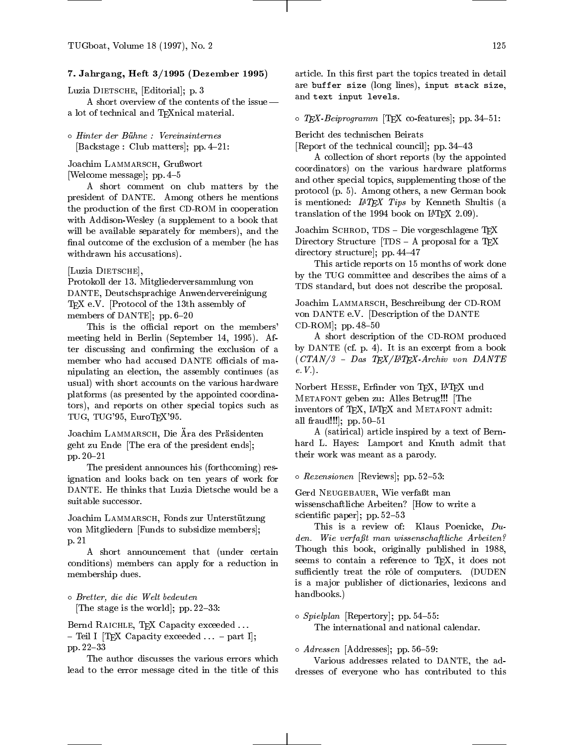### 7. Jahrgang, Heft 3/1995 (Dezember 1995)

Luzia Dietsche, [Editorial]; p. 3

A short overview of the contents of the issue — a lot of technical and TEXnical material.

◦ *Hinter der Bühne : Vereinsinternes* [Backstage : Club matters]; pp. 4–21:

Joachim Lammarsch, Grußwort [Welcome message]; pp. 4–5

A short comment on club matters by the president of DANTE. Among others he mentions the production of the first CD-ROM in cooperation with Addison-Wesley (a supplement to a book that will be available separately for members), and the final outcome of the exclusion of a member (he has withdrawn his accusations).

[Luzia Dietsche], Protokoll der 13. Mitgliederversammlung von DANTE, Deutschsprachige Anwendervereinigung TEX e.V. [Protocol of the 13th assembly of members of DANTE]; pp. 6–20

This is the official report on the members' meeting held in Berlin (September 14, 1995). After discussing and confirming the exclusion of a member who had accused DANTE officials of manipulating an election, the assembly continues (as usual) with short accounts on the various hardware platforms (as presented by the appointed coordinators), and reports on other special topics such as TUG, TUG'95, EuroTEX'95.

Joachim Lammarsch, Die Ära des Präsidenten geht zu Ende [The era of the president ends]; pp. 20–21

The president announces his (forthcoming) resignation and looks back on ten years of work for DANTE. He thinks that Luzia Dietsche would be a suitable successor.

Joachim Lammarsch, Fonds zur Unterstützung von Mitgliedern [Funds to subsidize members]; p. 21

A short announcement that (under certain conditions) members can apply for a reduction in membership dues.

◦ *Bretter, die die Welt bedeuten* [The stage is the world]; pp. 22–33:

Bernd Raichle, TEX Capacity exceeded ... – Teil I [TEX Capacity exceeded ... – part I]; pp. 22–33

The author discusses the various errors which lead to the error message cited in the title of this article. In this first part the topics treated in detail are `buffer size` (long lines), `input stack size`, and `text input levels`.

◦ *TEX-Beiprogramm* [TEX co-features]; pp. 34–51:

Bericht des technischen Beirats [Report of the technical council]; pp. 34–43

A collection of short reports (by the appointed coordinators) on the various hardware platforms and other special topics, supplementing those of the protocol (p. 5). Among others, a new German book is mentioned: *LATEX Tips* by Kenneth Shultis (a translation of the 1994 book on LATEX 2.09).

Joachim Schrod, TDS – Die vorgeschlagene TEX Directory Structure [TDS – A proposal for a TEX directory structure]; pp. 44–47

This article reports on 15 months of work done by the TUG committee and describes the aims of a TDS standard, but does not describe the proposal.

Joachim Lammarsch, Beschreibung der CD-ROM von DANTE e.V. [Description of the DANTE CD-ROM]; pp. 48–50

A short description of the CD-ROM produced by DANTE (cf. p. 4). It is an excerpt from a book (*CTAN/3 – Das TEX/LATEX-Archiv von DANTE e. V.*).

Norbert Hesse, Erfinder von TEX, LATEX und Metafont geben zu: Alles Betrug!!! [The inventors of TEX, LATEX and Metafont admit: all fraud!!!]; pp. 50–51

A (satirical) article inspired by a text of Bernhard L. Hayes: Lamport and Knuth admit that their work was meant as a parody.

◦ *Rezensionen* [Reviews]; pp. 52–53:

Gerd Neugebauer, Wie verfaßt man wissenschaftliche Arbeiten? [How to write a scientific paper]; pp. 52–53

This is a review of: Klaus Poenicke, *Duden. Wie verfaßt man wissenschaftliche Arbeiten?* Though this book, originally published in 1988, seems to contain a reference to TEX, it does not sufficiently treat the rôle of computers. (DUDEN is a major publisher of dictionaries, lexicons and handbooks.)

◦ *Spielplan* [Repertory]; pp. 54–55:

The international and national calendar.

◦ *Adressen* [Addresses]; pp. 56–59:

Various addresses related to DANTE, the addresses of everyone who has contributed to this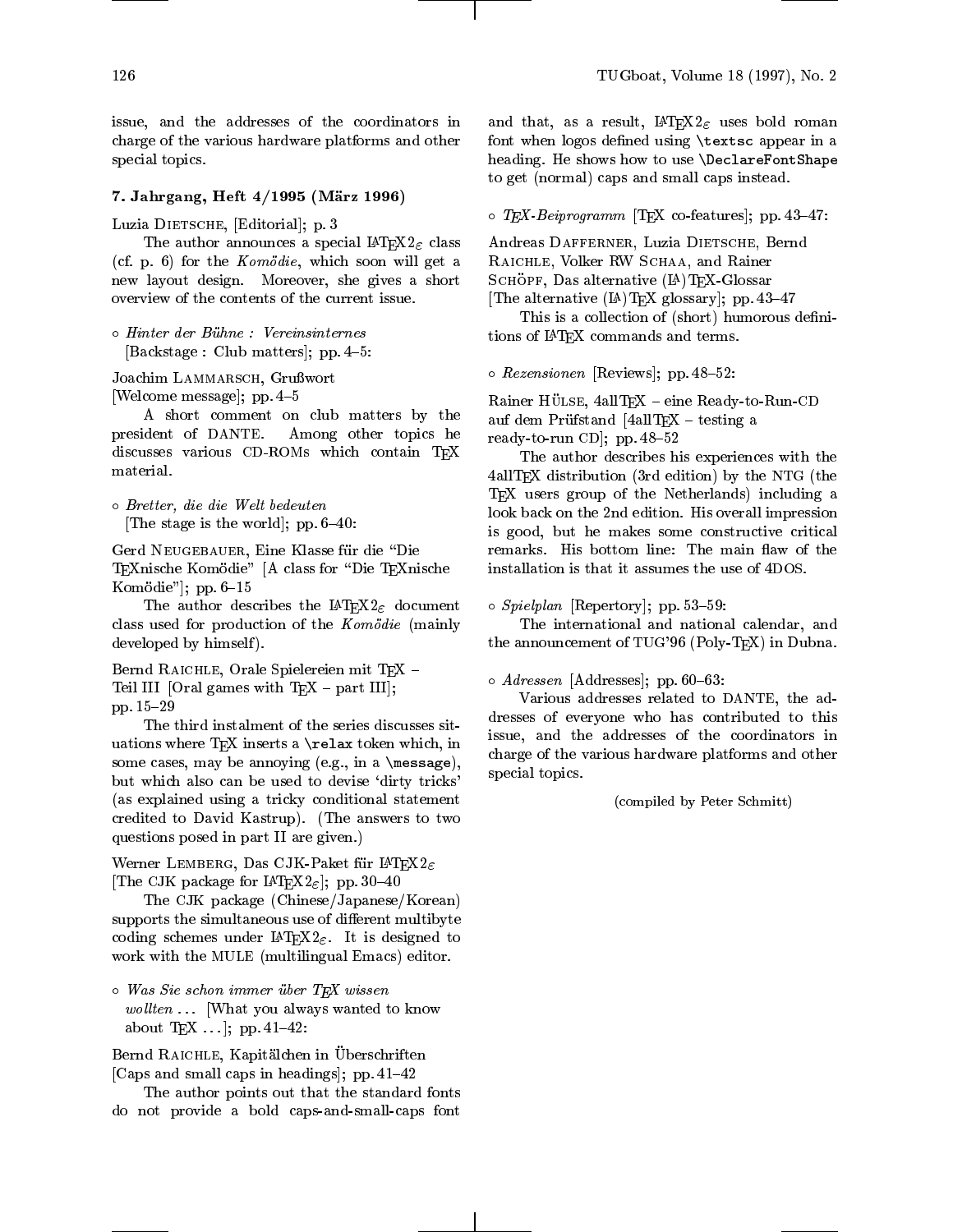issue, and the addresses of the coordinators in charge of the various hardware platforms and other special topics.

### 7. Jahrgang, Heft 4/1995 (März 1996)

Luzia Dietsche, [Editorial]; p. 3

The author announces a special LaTeX2ε class (cf. p. 6) for the *Komödie*, which soon will get a new layout design. Moreover, she gives a short overview of the contents of the current issue.

◦ *Hinter der Bühne : Vereinsinternes* [Backstage : Club matters]; pp. 4–5:

Joachim Lammarsch, Grußwort [Welcome message]; pp. 4–5

A short comment on club matters by the president of DANTE. Among other topics he discusses various CD-ROMs which contain TeX material.

◦ *Bretter, die die Welt bedeuten* [The stage is the world]; pp. 6–40:

Gerd Neugebauer, Eine Klasse für die "Die TeXnische Komödie" [A class for "Die TeXnische Komödie"]; pp. 6–15

The author describes the LaTeX2ε document class used for production of the *Komödie* (mainly developed by himself).

Bernd Raichle, Orale Spielereien mit TeX – Teil III [Oral games with TeX – part III]; pp. 15–29

The third instalment of the series discusses situations where TeX inserts a `\relax` token which, in some cases, may be annoying (e.g., in a `\message`), but which also can be used to devise 'dirty tricks' (as explained using a tricky conditional statement credited to David Kastrup). (The answers to two questions posed in part II are given.)

Werner Lemberg, Das CJK-Paket für LaTeX2ε [The CJK package for LaTeX2ε]; pp. 30–40

The CJK package (Chinese/Japanese/Korean) supports the simultaneous use of different multibyte coding schemes under LaTeX2ε. It is designed to work with the MULE (multilingual Emacs) editor.

◦ *Was Sie schon immer über TeX wissen wollten …* [What you always wanted to know about TeX …]; pp. 41–42:

Bernd Raichle, Kapitälchen in Überschriften [Caps and small caps in headings]; pp. 41–42

The author points out that the standard fonts do not provide a bold caps-and-small-caps font and that, as a result, LaTeX2ε uses bold roman font when logos defined using `\textsc` appear in a heading. He shows how to use `\DeclareFontShape` to get (normal) caps and small caps instead.

◦ *TeX-Beiprogramm* [TeX co-features]; pp. 43–47:

Andreas Dafferner, Luzia Dietsche, Bernd Raichle, Volker RW Schaa, and Rainer Schöpf, Das alternative (LA)TeX-Glossar [The alternative (LA)TeX glossary]; pp. 43–47

This is a collection of (short) humorous definitions of LaTeX commands and terms.

◦ *Rezensionen* [Reviews]; pp. 48–52:

Rainer Hülse, 4allTeX – eine Ready-to-Run-CD auf dem Prüfstand [4allTeX – testing a ready-to-run CD]; pp. 48–52

The author describes his experiences with the 4allTeX distribution (3rd edition) by the NTG (the TeX users group of the Netherlands) including a look back on the 2nd edition. His overall impression is good, but he makes some constructive critical remarks. His bottom line: The main flaw of the installation is that it assumes the use of 4DOS.

◦ *Spielplan* [Repertory]; pp. 53–59:

The international and national calendar, and the announcement of TUG'96 (Poly-TeX) in Dubna.

◦ *Adressen* [Addresses]; pp. 60–63:

Various addresses related to DANTE, the addresses of everyone who has contributed to this issue, and the addresses of the coordinators in charge of the various hardware platforms and other special topics.

(compiled by Peter Schmitt)